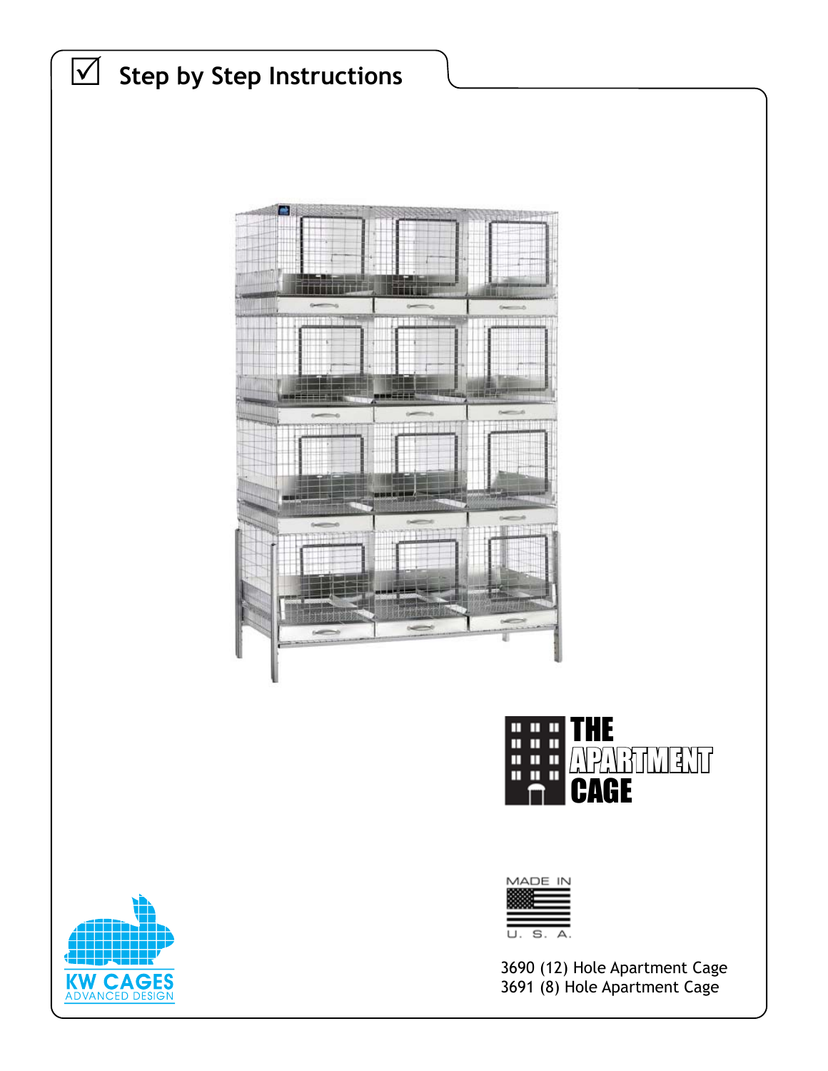# ☑ Step by Step Instructions

THE APARTMENT CAGE

MADE IN U. S. A.

3690 (12) Hole Apartment Cage
3691 (8) Hole Apartment Cage

KW CAGES
ADVANCED DESIGN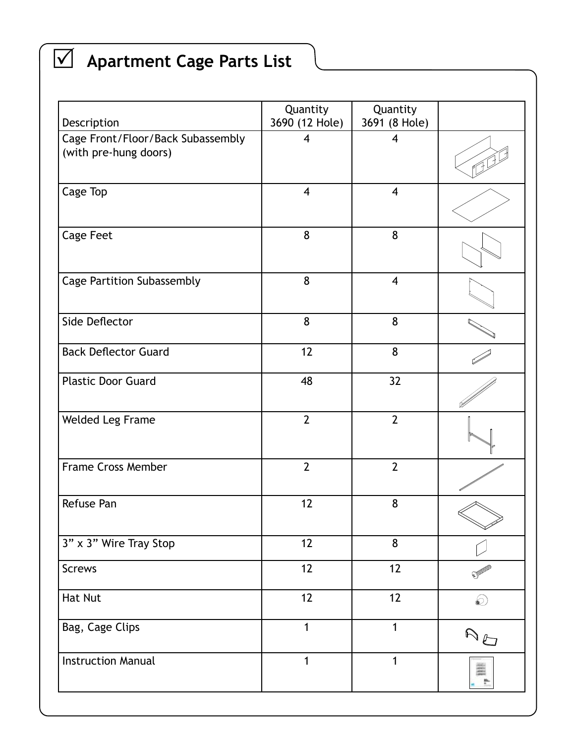## ☑ Apartment Cage Parts List

| Description | Quantity 3690 (12 Hole) | Quantity 3691 (8 Hole) | |
|---|---|---|---|
| Cage Front/Floor/Back Subassembly (with pre-hung doors) | 4 | 4 | |
| Cage Top | 4 | 4 | |
| Cage Feet | 8 | 8 | |
| Cage Partition Subassembly | 8 | 4 | |
| Side Deflector | 8 | 8 | |
| Back Deflector Guard | 12 | 8 | |
| Plastic Door Guard | 48 | 32 | |
| Welded Leg Frame | 2 | 2 | |
| Frame Cross Member | 2 | 2 | |
| Refuse Pan | 12 | 8 | |
| 3” x 3” Wire Tray Stop | 12 | 8 | |
| Screws | 12 | 12 | |
| Hat Nut | 12 | 12 | |
| Bag, Cage Clips | 1 | 1 | |
| Instruction Manual | 1 | 1 | |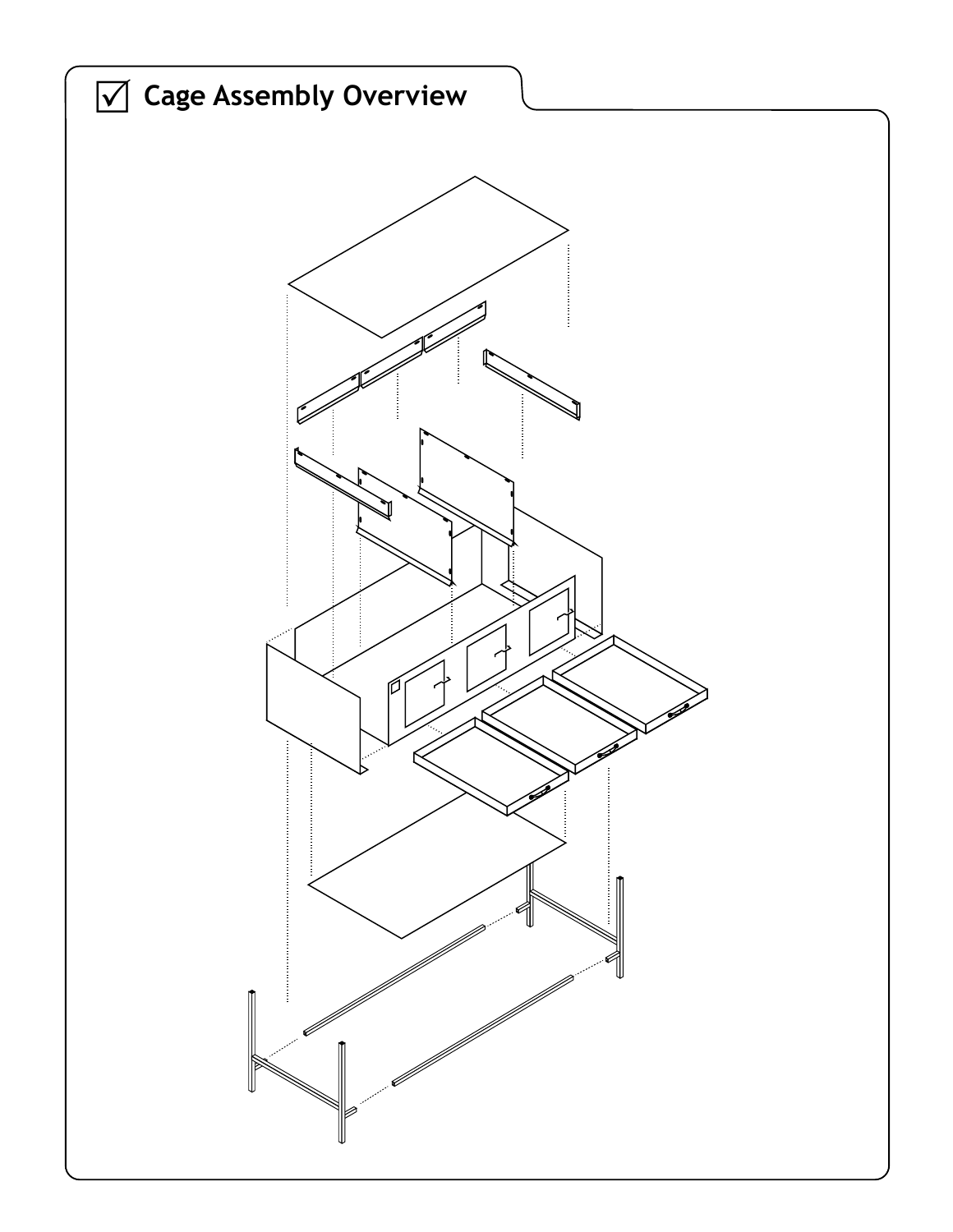## ☑ Cage Assembly Overview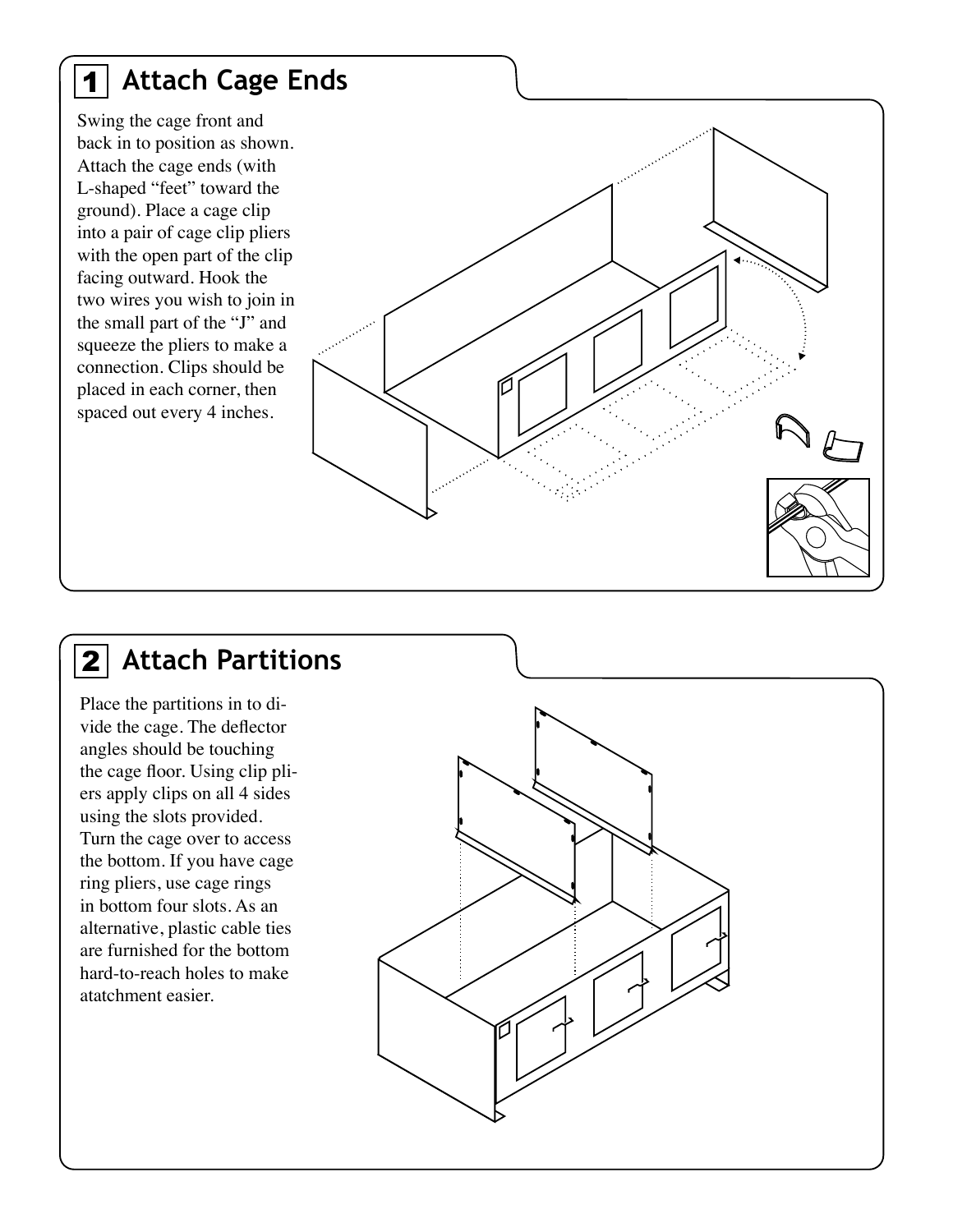## 1 Attach Cage Ends

Swing the cage front and back in to position as shown. Attach the cage ends (with L-shaped "feet" toward the ground). Place a cage clip into a pair of cage clip pliers with the open part of the clip facing outward. Hook the two wires you wish to join in the small part of the "J" and squeeze the pliers to make a connection. Clips should be placed in each corner, then spaced out every 4 inches.

## 2 Attach Partitions

Place the partitions in to divide the cage. The deflector angles should be touching the cage floor. Using clip pliers apply clips on all 4 sides using the slots provided. Turn the cage over to access the bottom. If you have cage ring pliers, use cage rings in bottom four slots. As an alternative, plastic cable ties are furnished for the bottom hard-to-reach holes to make atatchment easier.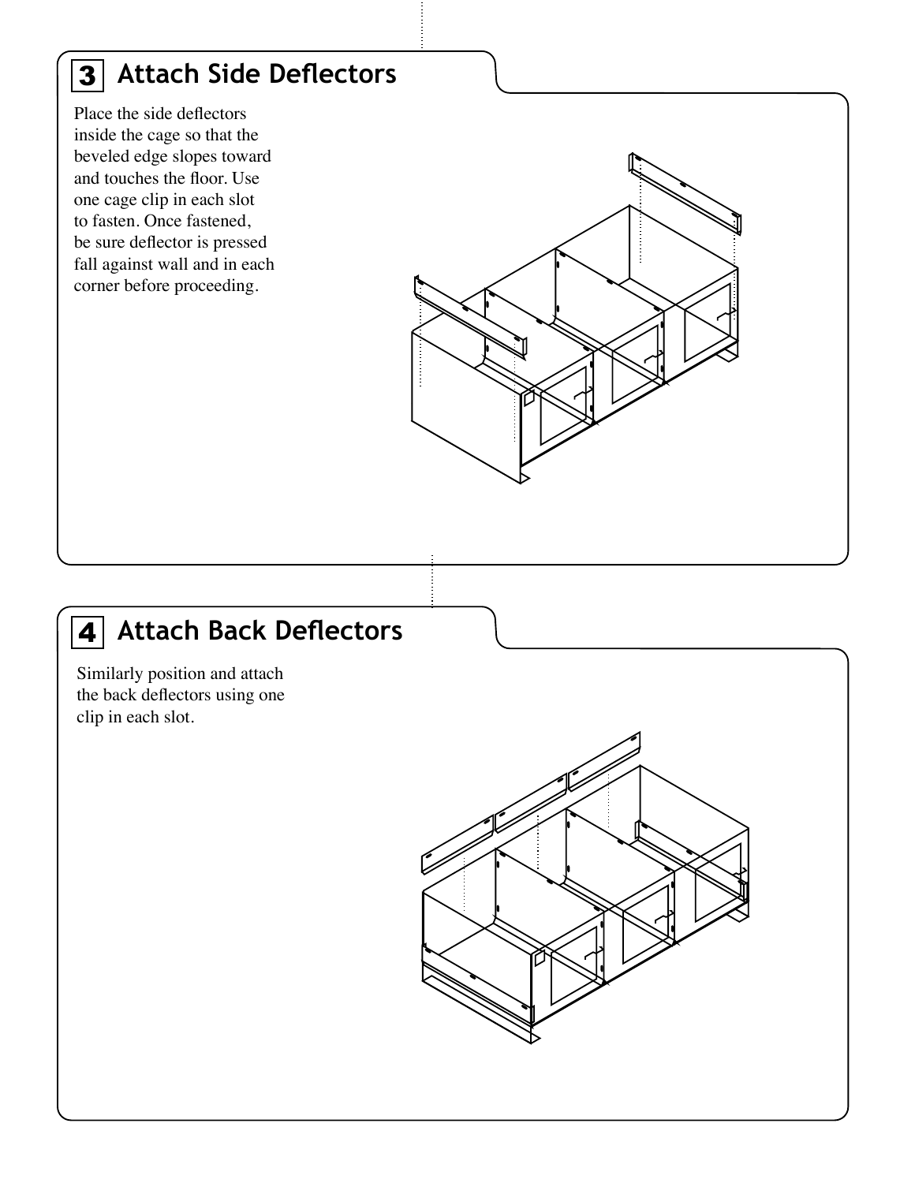## 3 Attach Side Deflectors

Place the side deflectors inside the cage so that the beveled edge slopes toward and touches the floor. Use one cage clip in each slot to fasten. Once fastened, be sure deflector is pressed fall against wall and in each corner before proceeding.

## 4 Attach Back Deflectors

Similarly position and attach the back deflectors using one clip in each slot.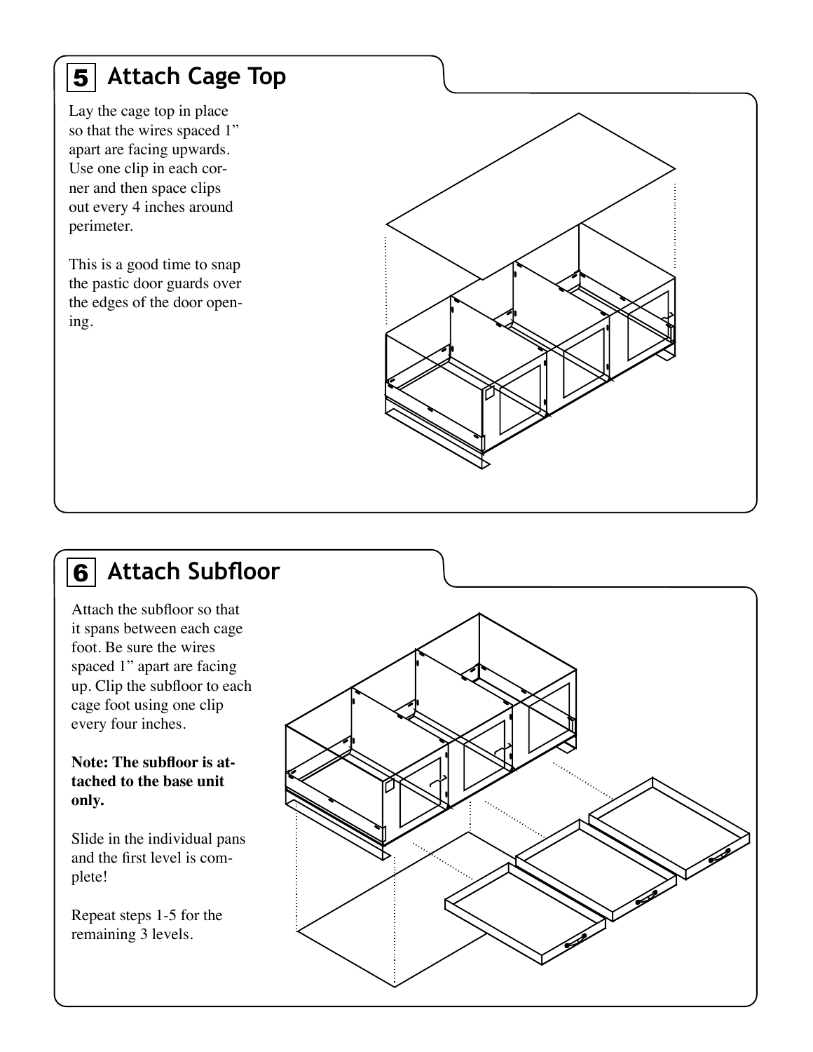## 5 Attach Cage Top

Lay the cage top in place so that the wires spaced 1" apart are facing upwards. Use one clip in each corner and then space clips out every 4 inches around perimeter.

This is a good time to snap the pastic door guards over the edges of the door opening.

## 6 Attach Subfloor

Attach the subfloor so that it spans between each cage foot. Be sure the wires spaced 1" apart are facing up. Clip the subfloor to each cage foot using one clip every four inches.

**Note: The subfloor is attached to the base unit only.**

Slide in the individual pans and the first level is complete!

Repeat steps 1-5 for the remaining 3 levels.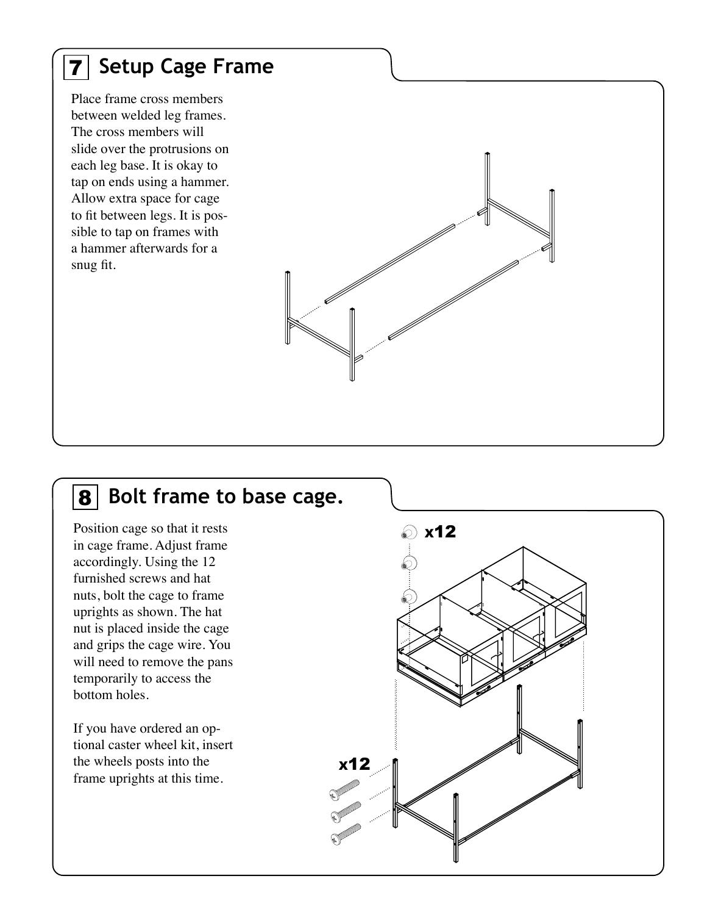## 7 Setup Cage Frame

Place frame cross members between welded leg frames. The cross members will slide over the protrusions on each leg base. It is okay to tap on ends using a hammer. Allow extra space for cage to fit between legs. It is possible to tap on frames with a hammer afterwards for a snug fit.

## 8 Bolt frame to base cage.

Position cage so that it rests in cage frame. Adjust frame accordingly. Using the 12 furnished screws and hat nuts, bolt the cage to frame uprights as shown. The hat nut is placed inside the cage and grips the cage wire. You will need to remove the pans temporarily to access the bottom holes.

If you have ordered an optional caster wheel kit, insert the wheels posts into the frame uprights at this time.

x12

x12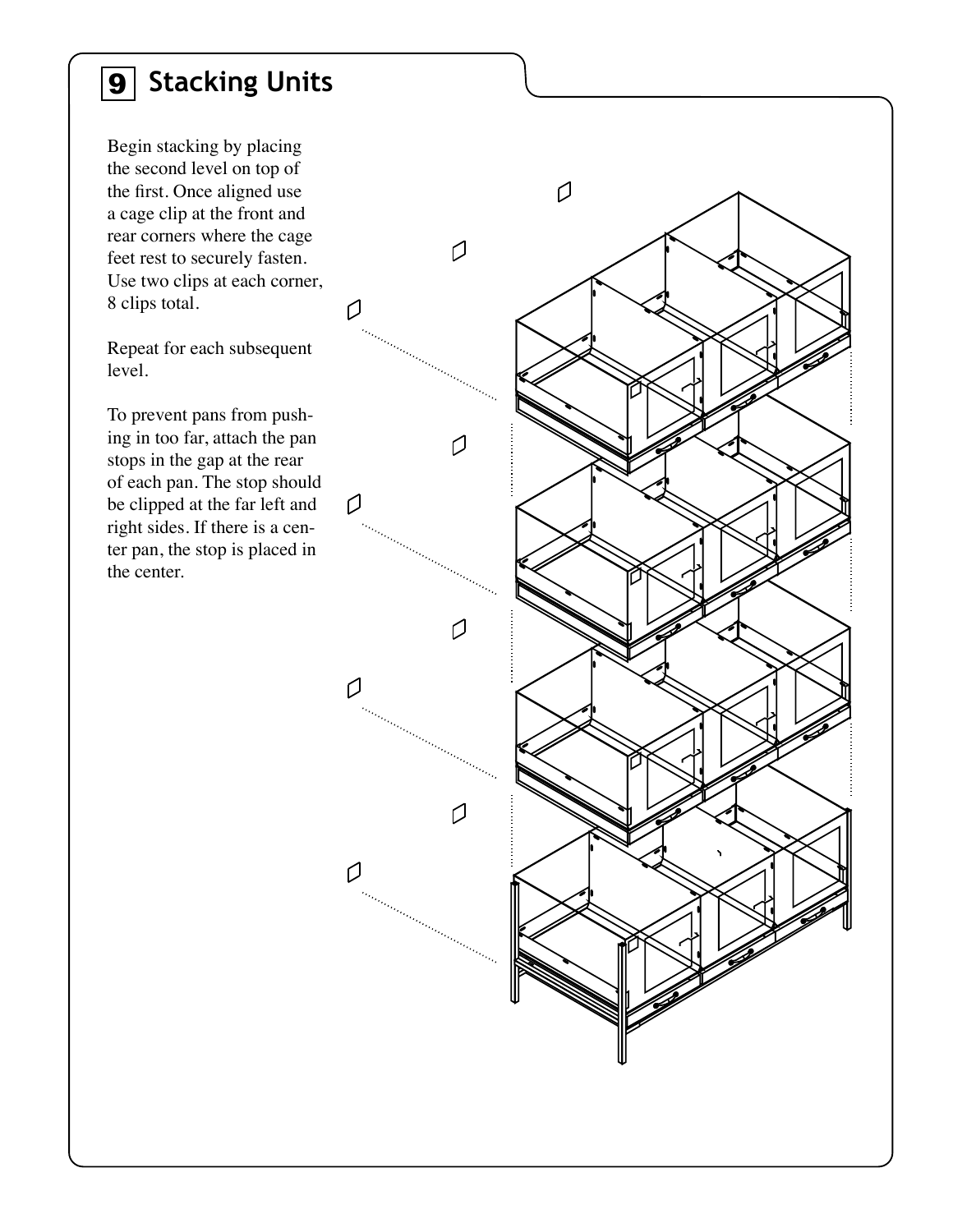# 9 Stacking Units

Begin stacking by placing the second level on top of the first. Once aligned use a cage clip at the front and rear corners where the cage feet rest to securely fasten. Use two clips at each corner, 8 clips total.

Repeat for each subsequent level.

To prevent pans from pushing in too far, attach the pan stops in the gap at the rear of each pan. The stop should be clipped at the far left and right sides. If there is a center pan, the stop is placed in the center.